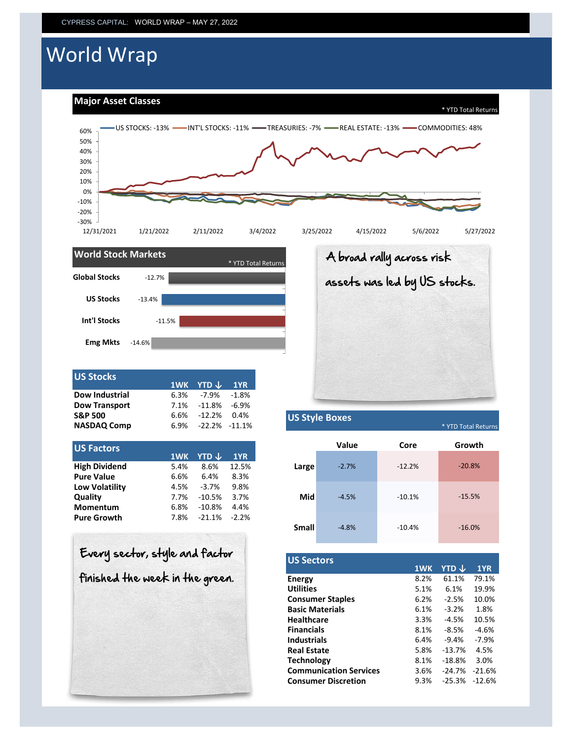CYPRESS CAPITAL: WORLD WRAP – MAY 27, 2022

# World Wrap

## Major Asset Classes

* YTD Total Returns

US STOCKS: -13% | INT'L STOCKS: -11% | TREASURIES: -7% | REAL ESTATE: -13% | COMMODITIES: 48%

## World Stock Markets

* YTD Total Returns

| Market | YTD |
|---|---|
| Global Stocks | -12.7% |
| US Stocks | -13.4% |
| Int'l Stocks | -11.5% |
| Emg Mkts | -14.6% |

A broad rally across risk assets was led by US stocks.

## US Stocks

| | 1WK | YTD ↓ | 1YR |
|---|---|---|---|
| **Dow Industrial** | 6.3% | -7.9% | -1.8% |
| **Dow Transport** | 7.1% | -11.8% | -6.9% |
| **S&P 500** | 6.6% | -12.2% | 0.4% |
| **NASDAQ Comp** | 6.9% | -22.2% | -11.1% |

## US Style Boxes

* YTD Total Returns

| | Value | Core | Growth |
|---|---|---|---|
| **Large** | -2.7% | -12.2% | -20.8% |
| **Mid** | -4.5% | -10.1% | -15.5% |
| **Small** | -4.8% | -10.4% | -16.0% |

## US Factors

| | 1WK | YTD ↓ | 1YR |
|---|---|---|---|
| **High Dividend** | 5.4% | 8.6% | 12.5% |
| **Pure Value** | 6.6% | 6.4% | 8.3% |
| **Low Volatility** | 4.5% | -3.7% | 9.8% |
| **Quality** | 7.7% | -10.5% | 3.7% |
| **Momentum** | 6.8% | -10.8% | 4.4% |
| **Pure Growth** | 7.8% | -21.1% | -2.2% |

Every sector, style and factor finished the week in the green.

## US Sectors

| | 1WK | YTD ↓ | 1YR |
|---|---|---|---|
| **Energy** | 8.2% | 61.1% | 79.1% |
| **Utilities** | 5.1% | 6.1% | 19.9% |
| **Consumer Staples** | 6.2% | -2.5% | 10.0% |
| **Basic Materials** | 6.1% | -3.2% | 1.8% |
| **Healthcare** | 3.3% | -4.5% | 10.5% |
| **Financials** | 8.1% | -8.5% | -4.6% |
| **Industrials** | 6.4% | -9.4% | -7.9% |
| **Real Estate** | 5.8% | -13.7% | 4.5% |
| **Technology** | 8.1% | -18.8% | 3.0% |
| **Communication Services** | 3.6% | -24.7% | -21.6% |
| **Consumer Discretion** | 9.3% | -25.3% | -12.6% |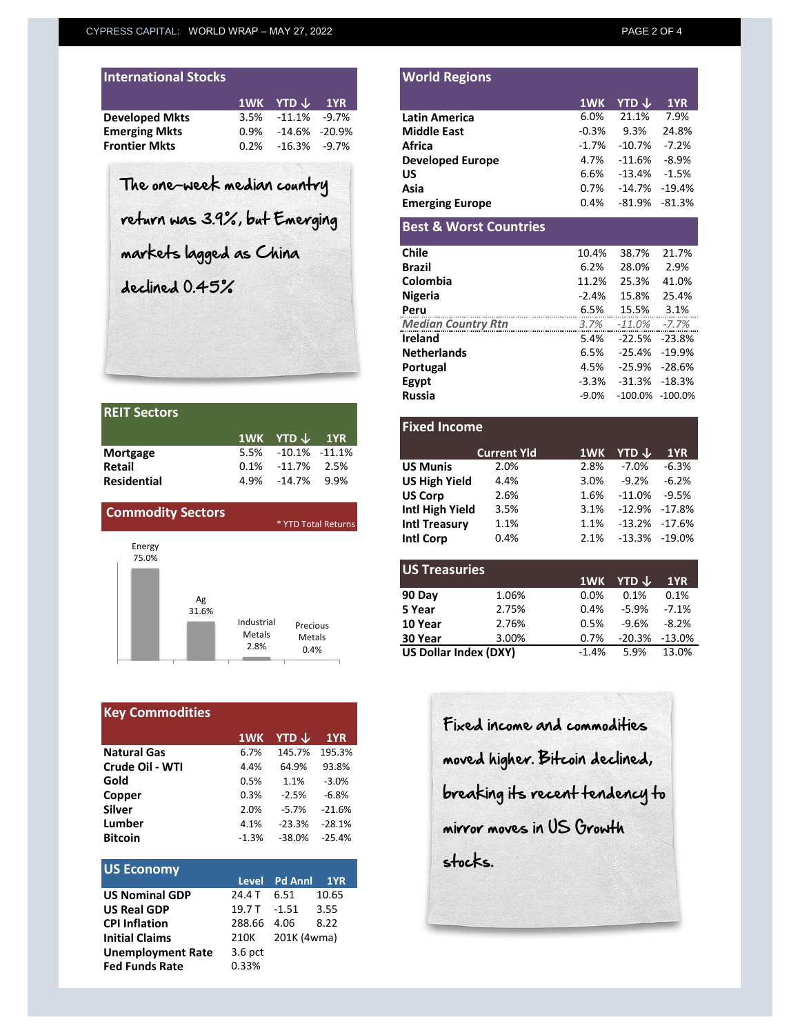## International Stocks

| | 1WK | YTD ↓ | 1YR |
|---|---|---|---|
| **Developed Mkts** | 3.5% | -11.1% | -9.7% |
| **Emerging Mkts** | 0.9% | -14.6% | -20.9% |
| **Frontier Mkts** | 0.2% | -16.3% | -9.7% |

The one-week median country return was 3.9%, but Emerging markets lagged as China declined 0.45%

## REIT Sectors

| | 1WK | YTD ↓ | 1YR |
|---|---|---|---|
| **Mortgage** | 5.5% | -10.1% | -11.1% |
| **Retail** | 0.1% | -11.7% | 2.5% |
| **Residential** | 4.9% | -14.7% | 9.9% |

## Commodity Sectors

\* YTD Total Returns

| Sector | YTD Total Return |
|---|---|
| Energy | 75.0% |
| Ag | 31.6% |
| Industrial Metals | 2.8% |
| Precious Metals | 0.4% |

## Key Commodities

| | 1WK | YTD ↓ | 1YR |
|---|---|---|---|
| **Natural Gas** | 6.7% | 145.7% | 195.3% |
| **Crude Oil - WTI** | 4.4% | 64.9% | 93.8% |
| **Gold** | 0.5% | 1.1% | -3.0% |
| **Copper** | 0.3% | -2.5% | -6.8% |
| **Silver** | 2.0% | -5.7% | -21.6% |
| **Lumber** | 4.1% | -23.3% | -28.1% |
| **Bitcoin** | -1.3% | -38.0% | -25.4% |

## US Economy

| | Level | Pd Annl | 1YR |
|---|---|---|---|
| **US Nominal GDP** | 24.4 T | 6.51 | 10.65 |
| **US Real GDP** | 19.7 T | -1.51 | 3.55 |
| **CPI Inflation** | 288.66 | 4.06 | 8.22 |
| **Initial Claims** | 210K | 201K (4wma) | |
| **Unemployment Rate** | 3.6 pct | | |
| **Fed Funds Rate** | 0.33% | | |

## World Regions

| | 1WK | YTD ↓ | 1YR |
|---|---|---|---|
| **Latin America** | 6.0% | 21.1% | 7.9% |
| **Middle East** | -0.3% | 9.3% | 24.8% |
| **Africa** | -1.7% | -10.7% | -7.2% |
| **Developed Europe** | 4.7% | -11.6% | -8.9% |
| **US** | 6.6% | -13.4% | -1.5% |
| **Asia** | 0.7% | -14.7% | -19.4% |
| **Emerging Europe** | 0.4% | -81.9% | -81.3% |

## Best & Worst Countries

| | 1WK | YTD | 1YR |
|---|---|---|---|
| **Chile** | 10.4% | 38.7% | 21.7% |
| **Brazil** | 6.2% | 28.0% | 2.9% |
| **Colombia** | 11.2% | 25.3% | 41.0% |
| **Nigeria** | -2.4% | 15.8% | 25.4% |
| **Peru** | 6.5% | 15.5% | 3.1% |
| ***Median Country Rtn*** | *3.7%* | *-11.0%* | *-7.7%* |
| **Ireland** | 5.4% | -22.5% | -23.8% |
| **Netherlands** | 6.5% | -25.4% | -19.9% |
| **Portugal** | 4.5% | -25.9% | -28.6% |
| **Egypt** | -3.3% | -31.3% | -18.3% |
| **Russia** | -9.0% | -100.0% | -100.0% |

## Fixed Income

| | Current Yld | 1WK | YTD ↓ | 1YR |
|---|---|---|---|---|
| **US Munis** | 2.0% | 2.8% | -7.0% | -6.3% |
| **US High Yield** | 4.4% | 3.0% | -9.2% | -6.2% |
| **US Corp** | 2.6% | 1.6% | -11.0% | -9.5% |
| **Intl High Yield** | 3.5% | 3.1% | -12.9% | -17.8% |
| **Intl Treasury** | 1.1% | 1.1% | -13.2% | -17.6% |
| **Intl Corp** | 0.4% | 2.1% | -13.3% | -19.0% |

## US Treasuries

| | | 1WK | YTD ↓ | 1YR |
|---|---|---|---|---|
| **90 Day** | 1.06% | 0.0% | 0.1% | 0.1% |
| **5 Year** | 2.75% | 0.4% | -5.9% | -7.1% |
| **10 Year** | 2.76% | 0.5% | -9.6% | -8.2% |
| **30 Year** | 3.00% | 0.7% | -20.3% | -13.0% |
| **US Dollar Index (DXY)** | | -1.4% | 5.9% | 13.0% |

Fixed income and commodities moved higher. Bitcoin declined, breaking its recent tendency to mirror moves in US Growth stocks.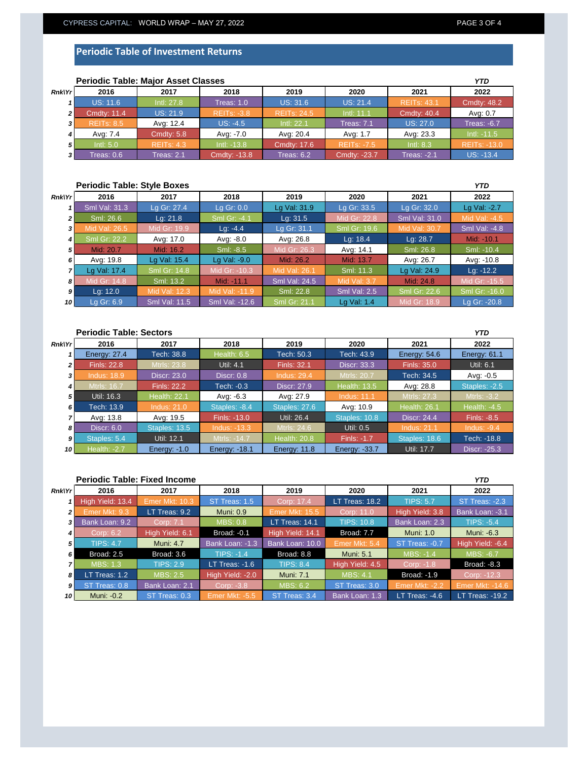## Periodic Table of Investment Returns

### Periodic Table: Major Asset Classes

| Rnk\Yr | 2016 | 2017 | 2018 | 2019 | 2020 | 2021 | YTD 2022 |
|---|---|---|---|---|---|---|---|
| 1 | US: 11.6 | Intl: 27.8 | Treas: 1.0 | US: 31.6 | US: 21.4 | REITs: 43.1 | Cmdty: 48.2 |
| 2 | Cmdty: 11.4 | US: 21.9 | REITs: -3.8 | REITs: 24.5 | Intl: 11.1 | Cmdty: 40.4 | Avg: 0.7 |
| 3 | REITs: 8.5 | Avg: 12.4 | US: -4.5 | Intl: 22.1 | Treas: 7.1 | US: 27.0 | Treas: -6.7 |
| 4 | Avg: 7.4 | Cmdty: 5.8 | Avg: -7.0 | Avg: 20.4 | Avg: 1.7 | Avg: 23.3 | Intl: -11.5 |
| 5 | Intl: 5.0 | REITs: 4.3 | Intl: -13.8 | Cmdty: 17.6 | REITs: -7.5 | Intl: 8.3 | REITs: -13.0 |
| 3 | Treas: 0.6 | Treas: 2.1 | Cmdty: -13.8 | Treas: 6.2 | Cmdty: -23.7 | Treas: -2.1 | US: -13.4 |

### Periodic Table: Style Boxes

| Rnk\Yr | 2016 | 2017 | 2018 | 2019 | 2020 | 2021 | YTD 2022 |
|---|---|---|---|---|---|---|---|
| 1 | Sml Val: 31.3 | Lg Gr: 27.4 | Lg Gr: 0.0 | Lg Val: 31.9 | Lg Gr: 33.5 | Lg Gr: 32.0 | Lg Val: -2.7 |
| 2 | Sml: 26.6 | Lg: 21.8 | Sml Gr: -4.1 | Lg: 31.5 | Mid Gr: 22.8 | Sml Val: 31.0 | Mid Val: -4.5 |
| 3 | Mid Val: 26.5 | Mid Gr: 19.9 | Lg: -4.4 | Lg Gr: 31.1 | Sml Gr: 19.6 | Mid Val: 30.7 | Sml Val: -4.8 |
| 4 | Sml Gr: 22.2 | Avg: 17.0 | Avg: -8.0 | Avg: 26.8 | Lg: 18.4 | Lg: 28.7 | Mid: -10.1 |
| 5 | Mid: 20.7 | Mid: 16.2 | Sml: -8.5 | Mid Gr: 26.3 | Avg: 14.1 | Sml: 26.8 | Sml: -10.4 |
| 6 | Avg: 19.8 | Lg Val: 15.4 | Lg Val: -9.0 | Mid: 26.2 | Mid: 13.7 | Avg: 26.7 | Avg: -10.8 |
| 7 | Lg Val: 17.4 | Sml Gr: 14.8 | Mid Gr: -10.3 | Mid Val: 26.1 | Sml: 11.3 | Lg Val: 24.9 | Lg: -12.2 |
| 8 | Mid Gr: 14.8 | Sml: 13.2 | Mid: -11.1 | Sml Val: 24.5 | Mid Val: 3.7 | Mid: 24.8 | Mid Gr: -15.5 |
| 9 | Lg: 12.0 | Mid Val: 12.3 | Mid Val: -11.9 | Sml: 22.8 | Sml Val: 2.5 | Sml Gr: 22.6 | Sml Gr: -16.0 |
| 10 | Lg Gr: 6.9 | Sml Val: 11.5 | Sml Val: -12.6 | Sml Gr: 21.1 | Lg Val: 1.4 | Mid Gr: 18.9 | Lg Gr: -20.8 |

### Periodic Table: Sectors

| Rnk\Yr | 2016 | 2017 | 2018 | 2019 | 2020 | 2021 | YTD 2022 |
|---|---|---|---|---|---|---|---|
| 1 | Energy: 27.4 | Tech: 38.8 | Health: 6.5 | Tech: 50.3 | Tech: 43.9 | Energy: 54.6 | Energy: 61.1 |
| 2 | Finls: 22.8 | Mtrls: 23.8 | Util: 4.1 | Finls: 32.1 | Discr: 33.3 | Finls: 35.0 | Util: 6.1 |
| 3 | Indus: 18.9 | Discr: 23.0 | Discr: 0.8 | Indus: 29.4 | Mtrls: 20.7 | Tech: 34.5 | Avg: -0.5 |
| 4 | Mtrls: 16.7 | Finls: 22.2 | Tech: -0.3 | Discr: 27.9 | Health: 13.5 | Avg: 28.8 | Staples: -2.5 |
| 5 | Util: 16.3 | Health: 22.1 | Avg: -6.3 | Avg: 27.9 | Indus: 11.1 | Mtrls: 27.3 | Mtrls: -3.2 |
| 6 | Tech: 13.9 | Indus: 21.0 | Staples: -8.4 | Staples: 27.6 | Avg: 10.9 | Health: 26.1 | Health: -4.5 |
| 7 | Avg: 13.8 | Avg: 19.5 | Finls: -13.0 | Util: 26.4 | Staples: 10.8 | Discr: 24.4 | Finls: -8.5 |
| 8 | Discr: 6.0 | Staples: 13.5 | Indus: -13.3 | Mtrls: 24.6 | Util: 0.5 | Indus: 21.1 | Indus: -9.4 |
| 9 | Staples: 5.4 | Util: 12.1 | Mtrls: -14.7 | Health: 20.8 | Finls: -1.7 | Staples: 18.6 | Tech: -18.8 |
| 10 | Health: -2.7 | Energy: -1.0 | Energy: -18.1 | Energy: 11.8 | Energy: -33.7 | Util: 17.7 | Discr: -25.3 |

### Periodic Table: Fixed Income

| Rnk\Yr | 2016 | 2017 | 2018 | 2019 | 2020 | 2021 | YTD 2022 |
|---|---|---|---|---|---|---|---|
| 1 | High Yield: 13.4 | Emer Mkt: 10.3 | ST Treas: 1.5 | Corp: 17.4 | LT Treas: 18.2 | TIPS: 5.7 | ST Treas: -2.3 |
| 2 | Emer Mkt: 9.3 | LT Treas: 9.2 | Muni: 0.9 | Emer Mkt: 15.5 | Corp: 11.0 | High Yield: 3.8 | Bank Loan: -3.1 |
| 3 | Bank Loan: 9.2 | Corp: 7.1 | MBS: 0.8 | LT Treas: 14.1 | TIPS: 10.8 | Bank Loan: 2.3 | TIPS: -5.4 |
| 4 | Corp: 6.2 | High Yield: 6.1 | Broad: -0.1 | High Yield: 14.1 | Broad: 7.7 | Muni: 1.0 | Muni: -6.3 |
| 5 | TIPS: 4.7 | Muni: 4.7 | Bank Loan: -1.3 | Bank Loan: 10.0 | Emer Mkt: 5.4 | ST Treas: -0.7 | High Yield: -6.4 |
| 6 | Broad: 2.5 | Broad: 3.6 | TIPS: -1.4 | Broad: 8.8 | Muni: 5.1 | MBS: -1.4 | MBS: -6.7 |
| 7 | MBS: 1.3 | TIPS: 2.9 | LT Treas: -1.6 | TIPS: 8.4 | High Yield: 4.5 | Corp: -1.8 | Broad: -8.3 |
| 8 | LT Treas: 1.2 | MBS: 2.5 | High Yield: -2.0 | Muni: 7.1 | MBS: 4.1 | Broad: -1.9 | Corp: -12.3 |
| 9 | ST Treas: 0.8 | Bank Loan: 2.1 | Corp: -3.8 | MBS: 6.2 | ST Treas: 3.0 | Emer Mkt: -2.2 | Emer Mkt: -14.6 |
| 10 | Muni: -0.2 | ST Treas: 0.3 | Emer Mkt: -5.5 | ST Treas: 3.4 | Bank Loan: 1.3 | LT Treas: -4.6 | LT Treas: -19.2 |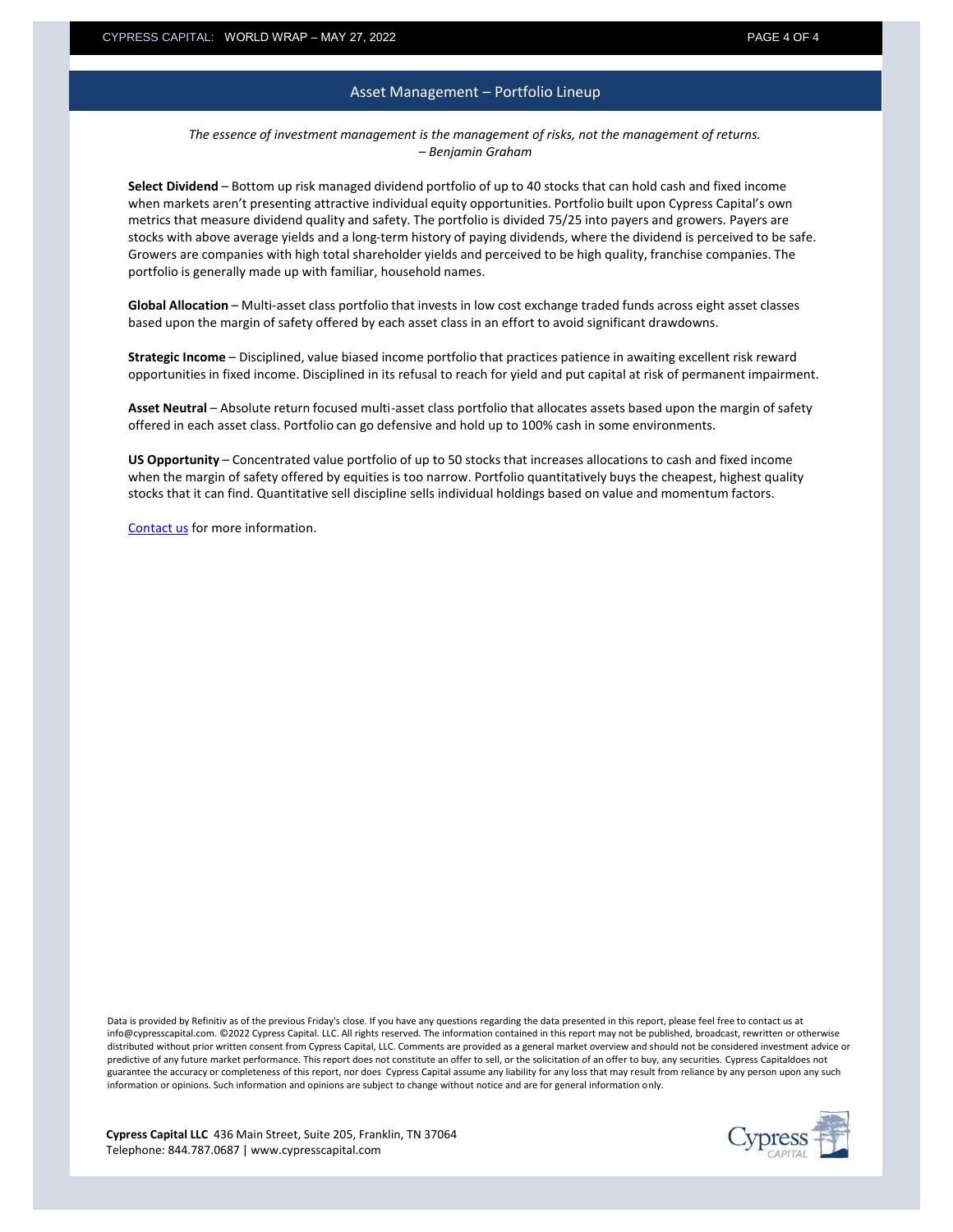## Asset Management – Portfolio Lineup

*The essence of investment management is the management of risks, not the management of returns.*
*– Benjamin Graham*

**Select Dividend** – Bottom up risk managed dividend portfolio of up to 40 stocks that can hold cash and fixed income when markets aren't presenting attractive individual equity opportunities. Portfolio built upon Cypress Capital's own metrics that measure dividend quality and safety. The portfolio is divided 75/25 into payers and growers. Payers are stocks with above average yields and a long-term history of paying dividends, where the dividend is perceived to be safe. Growers are companies with high total shareholder yields and perceived to be high quality, franchise companies. The portfolio is generally made up with familiar, household names.

**Global Allocation** – Multi-asset class portfolio that invests in low cost exchange traded funds across eight asset classes based upon the margin of safety offered by each asset class in an effort to avoid significant drawdowns.

**Strategic Income** – Disciplined, value biased income portfolio that practices patience in awaiting excellent risk reward opportunities in fixed income. Disciplined in its refusal to reach for yield and put capital at risk of permanent impairment.

**Asset Neutral** – Absolute return focused multi-asset class portfolio that allocates assets based upon the margin of safety offered in each asset class. Portfolio can go defensive and hold up to 100% cash in some environments.

**US Opportunity** – Concentrated value portfolio of up to 50 stocks that increases allocations to cash and fixed income when the margin of safety offered by equities is too narrow. Portfolio quantitatively buys the cheapest, highest quality stocks that it can find. Quantitative sell discipline sells individual holdings based on value and momentum factors.

Contact us for more information.

Data is provided by Refinitiv as of the previous Friday's close. If you have any questions regarding the data presented in this report, please feel free to contact us at info@cypresscapital.com. ©2022 Cypress Capital. LLC. All rights reserved. The information contained in this report may not be published, broadcast, rewritten or otherwise distributed without prior written consent from Cypress Capital, LLC. Comments are provided as a general market overview and should not be considered investment advice or predictive of any future market performance. This report does not constitute an offer to sell, or the solicitation of an offer to buy, any securities. Cypress Capitaldoes not guarantee the accuracy or completeness of this report, nor does Cypress Capital assume any liability for any loss that may result from reliance by any person upon any such information or opinions. Such information and opinions are subject to change without notice and are for general information only.

**Cypress Capital LLC** 436 Main Street, Suite 205, Franklin, TN 37064
Telephone: 844.787.0687 | www.cypresscapital.com